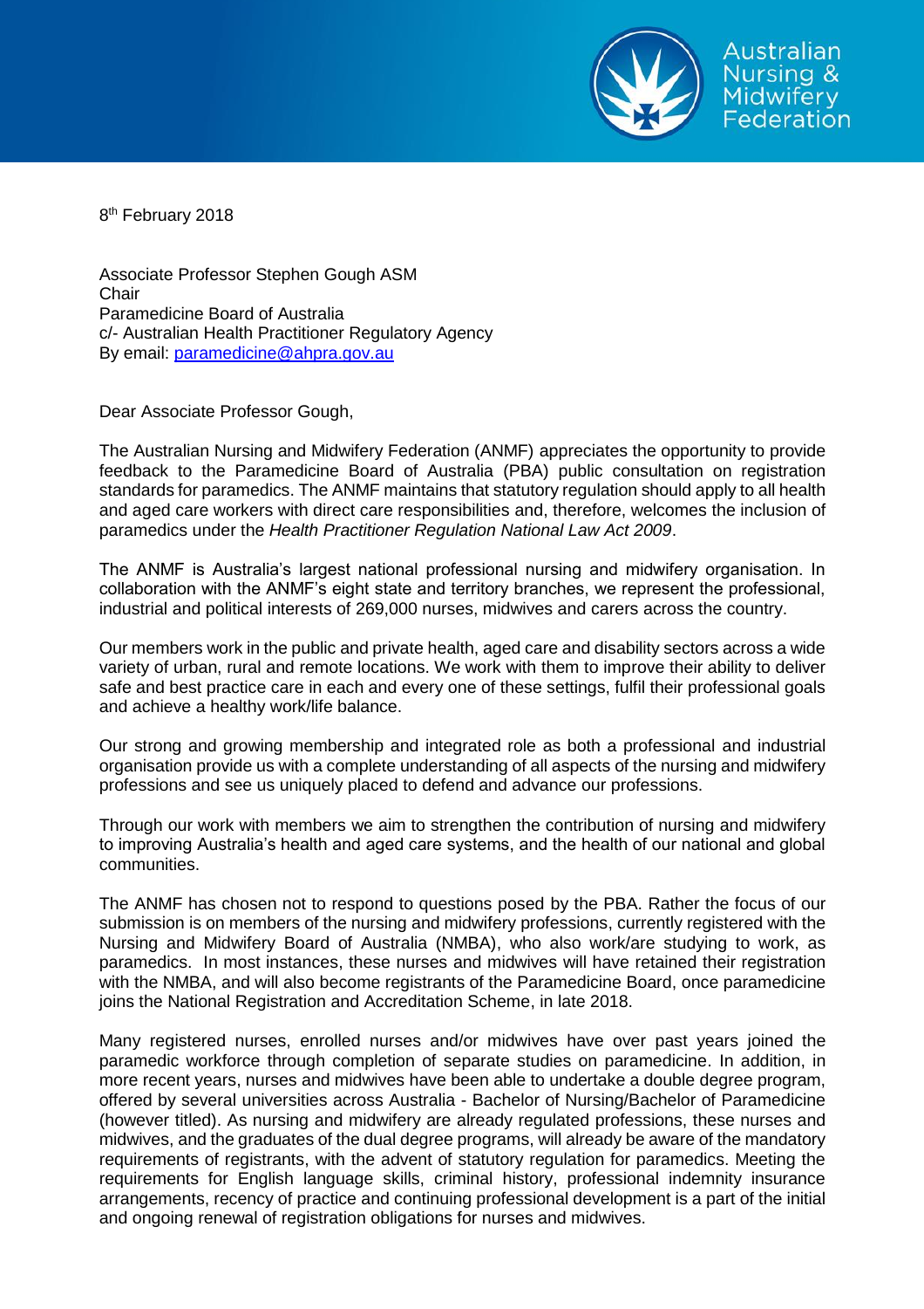Australian Nursing & Midwifery Federation

8th February 2018

Associate Professor Stephen Gough ASM
Chair
Paramedicine Board of Australia
c/- Australian Health Practitioner Regulatory Agency
By email: paramedicine@ahpra.gov.au

Dear Associate Professor Gough,

The Australian Nursing and Midwifery Federation (ANMF) appreciates the opportunity to provide feedback to the Paramedicine Board of Australia (PBA) public consultation on registration standards for paramedics. The ANMF maintains that statutory regulation should apply to all health and aged care workers with direct care responsibilities and, therefore, welcomes the inclusion of paramedics under the *Health Practitioner Regulation National Law Act 2009*.

The ANMF is Australia's largest national professional nursing and midwifery organisation. In collaboration with the ANMF's eight state and territory branches, we represent the professional, industrial and political interests of 269,000 nurses, midwives and carers across the country.

Our members work in the public and private health, aged care and disability sectors across a wide variety of urban, rural and remote locations. We work with them to improve their ability to deliver safe and best practice care in each and every one of these settings, fulfil their professional goals and achieve a healthy work/life balance.

Our strong and growing membership and integrated role as both a professional and industrial organisation provide us with a complete understanding of all aspects of the nursing and midwifery professions and see us uniquely placed to defend and advance our professions.

Through our work with members we aim to strengthen the contribution of nursing and midwifery to improving Australia's health and aged care systems, and the health of our national and global communities.

The ANMF has chosen not to respond to questions posed by the PBA. Rather the focus of our submission is on members of the nursing and midwifery professions, currently registered with the Nursing and Midwifery Board of Australia (NMBA), who also work/are studying to work, as paramedics. In most instances, these nurses and midwives will have retained their registration with the NMBA, and will also become registrants of the Paramedicine Board, once paramedicine joins the National Registration and Accreditation Scheme, in late 2018.

Many registered nurses, enrolled nurses and/or midwives have over past years joined the paramedic workforce through completion of separate studies on paramedicine. In addition, in more recent years, nurses and midwives have been able to undertake a double degree program, offered by several universities across Australia - Bachelor of Nursing/Bachelor of Paramedicine (however titled). As nursing and midwifery are already regulated professions, these nurses and midwives, and the graduates of the dual degree programs, will already be aware of the mandatory requirements of registrants, with the advent of statutory regulation for paramedics. Meeting the requirements for English language skills, criminal history, professional indemnity insurance arrangements, recency of practice and continuing professional development is a part of the initial and ongoing renewal of registration obligations for nurses and midwives.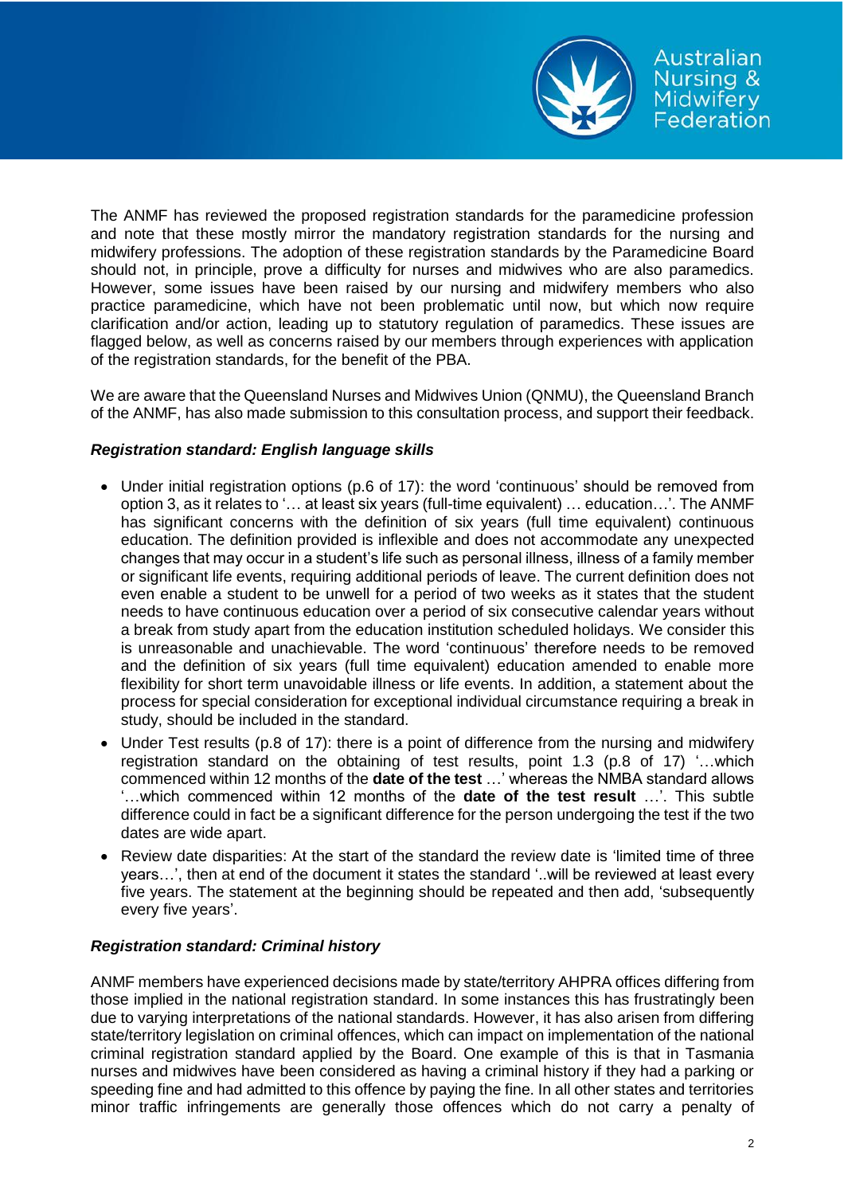The ANMF has reviewed the proposed registration standards for the paramedicine profession and note that these mostly mirror the mandatory registration standards for the nursing and midwifery professions. The adoption of these registration standards by the Paramedicine Board should not, in principle, prove a difficulty for nurses and midwives who are also paramedics. However, some issues have been raised by our nursing and midwifery members who also practice paramedicine, which have not been problematic until now, but which now require clarification and/or action, leading up to statutory regulation of paramedics. These issues are flagged below, as well as concerns raised by our members through experiences with application of the registration standards, for the benefit of the PBA.

We are aware that the Queensland Nurses and Midwives Union (QNMU), the Queensland Branch of the ANMF, has also made submission to this consultation process, and support their feedback.

***Registration standard: English language skills***

- Under initial registration options (p.6 of 17): the word 'continuous' should be removed from option 3, as it relates to '… at least six years (full-time equivalent) … education…'. The ANMF has significant concerns with the definition of six years (full time equivalent) continuous education. The definition provided is inflexible and does not accommodate any unexpected changes that may occur in a student's life such as personal illness, illness of a family member or significant life events, requiring additional periods of leave. The current definition does not even enable a student to be unwell for a period of two weeks as it states that the student needs to have continuous education over a period of six consecutive calendar years without a break from study apart from the education institution scheduled holidays. We consider this is unreasonable and unachievable. The word 'continuous' therefore needs to be removed and the definition of six years (full time equivalent) education amended to enable more flexibility for short term unavoidable illness or life events. In addition, a statement about the process for special consideration for exceptional individual circumstance requiring a break in study, should be included in the standard.
- Under Test results (p.8 of 17): there is a point of difference from the nursing and midwifery registration standard on the obtaining of test results, point 1.3 (p.8 of 17) '…which commenced within 12 months of the **date of the test** …' whereas the NMBA standard allows '…which commenced within 12 months of the **date of the test result** …'. This subtle difference could in fact be a significant difference for the person undergoing the test if the two dates are wide apart.
- Review date disparities: At the start of the standard the review date is 'limited time of three years…', then at end of the document it states the standard '..will be reviewed at least every five years. The statement at the beginning should be repeated and then add, 'subsequently every five years'.

***Registration standard: Criminal history***

ANMF members have experienced decisions made by state/territory AHPRA offices differing from those implied in the national registration standard. In some instances this has frustratingly been due to varying interpretations of the national standards. However, it has also arisen from differing state/territory legislation on criminal offences, which can impact on implementation of the national criminal registration standard applied by the Board. One example of this is that in Tasmania nurses and midwives have been considered as having a criminal history if they had a parking or speeding fine and had admitted to this offence by paying the fine. In all other states and territories minor traffic infringements are generally those offences which do not carry a penalty of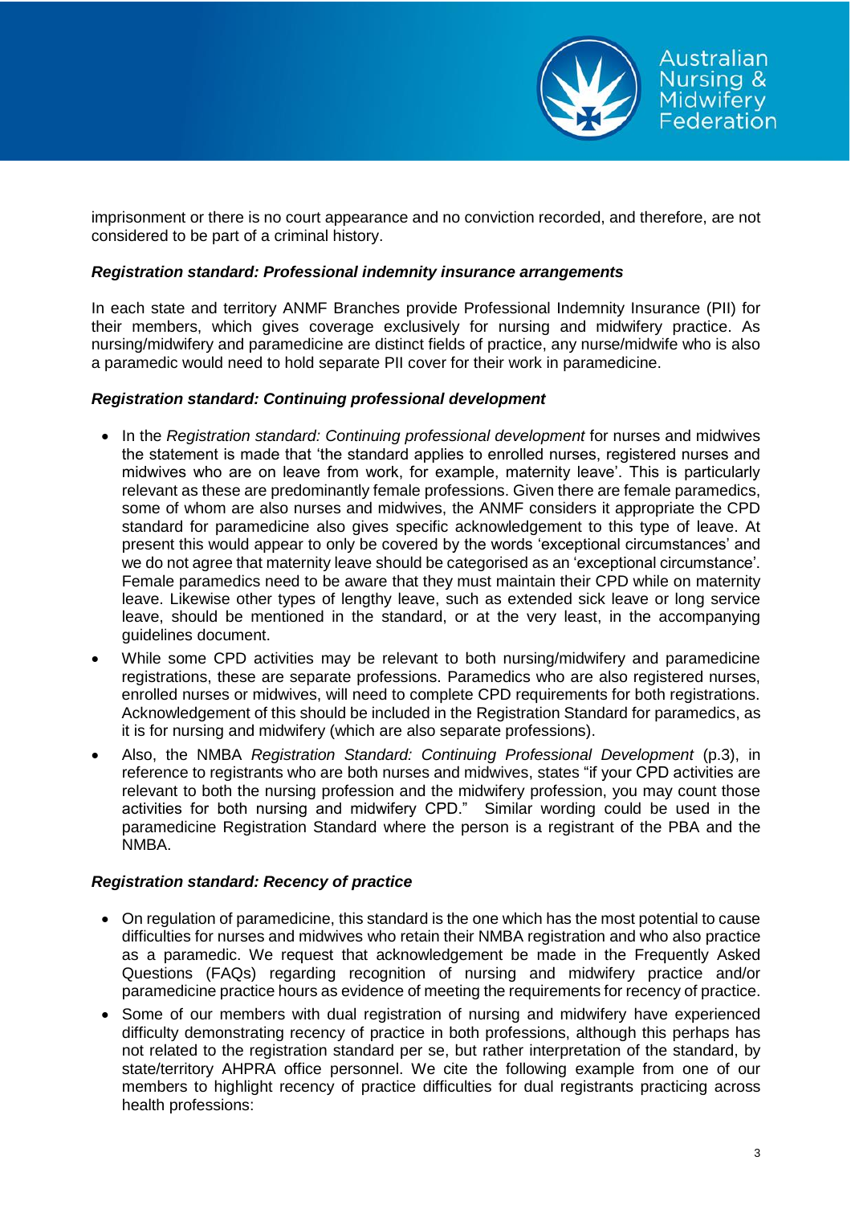imprisonment or there is no court appearance and no conviction recorded, and therefore, are not considered to be part of a criminal history.

***Registration standard: Professional indemnity insurance arrangements***

In each state and territory ANMF Branches provide Professional Indemnity Insurance (PII) for their members, which gives coverage exclusively for nursing and midwifery practice. As nursing/midwifery and paramedicine are distinct fields of practice, any nurse/midwife who is also a paramedic would need to hold separate PII cover for their work in paramedicine.

***Registration standard: Continuing professional development***

- In the *Registration standard: Continuing professional development* for nurses and midwives the statement is made that 'the standard applies to enrolled nurses, registered nurses and midwives who are on leave from work, for example, maternity leave'. This is particularly relevant as these are predominantly female professions. Given there are female paramedics, some of whom are also nurses and midwives, the ANMF considers it appropriate the CPD standard for paramedicine also gives specific acknowledgement to this type of leave. At present this would appear to only be covered by the words 'exceptional circumstances' and we do not agree that maternity leave should be categorised as an 'exceptional circumstance'. Female paramedics need to be aware that they must maintain their CPD while on maternity leave. Likewise other types of lengthy leave, such as extended sick leave or long service leave, should be mentioned in the standard, or at the very least, in the accompanying guidelines document.
- While some CPD activities may be relevant to both nursing/midwifery and paramedicine registrations, these are separate professions. Paramedics who are also registered nurses, enrolled nurses or midwives, will need to complete CPD requirements for both registrations. Acknowledgement of this should be included in the Registration Standard for paramedics, as it is for nursing and midwifery (which are also separate professions).
- Also, the NMBA *Registration Standard: Continuing Professional Development* (p.3), in reference to registrants who are both nurses and midwives, states "if your CPD activities are relevant to both the nursing profession and the midwifery profession, you may count those activities for both nursing and midwifery CPD." Similar wording could be used in the paramedicine Registration Standard where the person is a registrant of the PBA and the NMBA.

***Registration standard: Recency of practice***

- On regulation of paramedicine, this standard is the one which has the most potential to cause difficulties for nurses and midwives who retain their NMBA registration and who also practice as a paramedic. We request that acknowledgement be made in the Frequently Asked Questions (FAQs) regarding recognition of nursing and midwifery practice and/or paramedicine practice hours as evidence of meeting the requirements for recency of practice.
- Some of our members with dual registration of nursing and midwifery have experienced difficulty demonstrating recency of practice in both professions, although this perhaps has not related to the registration standard per se, but rather interpretation of the standard, by state/territory AHPRA office personnel. We cite the following example from one of our members to highlight recency of practice difficulties for dual registrants practicing across health professions: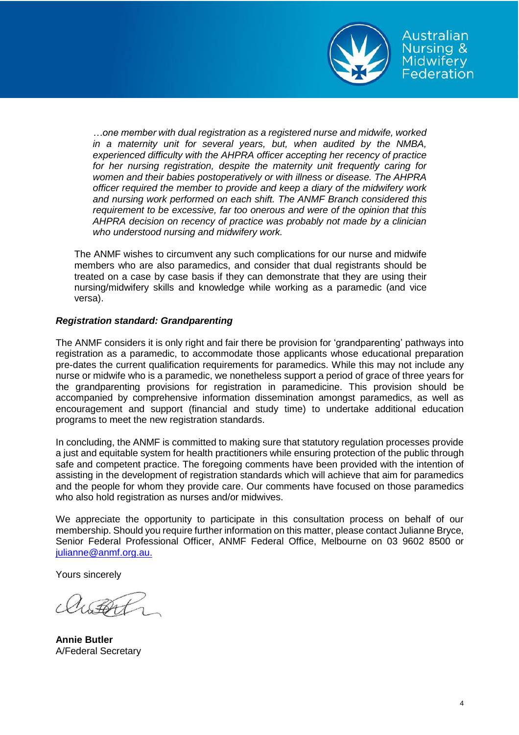> *…one member with dual registration as a registered nurse and midwife, worked in a maternity unit for several years, but, when audited by the NMBA, experienced difficulty with the AHPRA officer accepting her recency of practice for her nursing registration, despite the maternity unit frequently caring for women and their babies postoperatively or with illness or disease. The AHPRA officer required the member to provide and keep a diary of the midwifery work and nursing work performed on each shift. The ANMF Branch considered this requirement to be excessive, far too onerous and were of the opinion that this AHPRA decision on recency of practice was probably not made by a clinician who understood nursing and midwifery work.*

The ANMF wishes to circumvent any such complications for our nurse and midwife members who are also paramedics, and consider that dual registrants should be treated on a case by case basis if they can demonstrate that they are using their nursing/midwifery skills and knowledge while working as a paramedic (and vice versa).

***Registration standard: Grandparenting***

The ANMF considers it is only right and fair there be provision for 'grandparenting' pathways into registration as a paramedic, to accommodate those applicants whose educational preparation pre-dates the current qualification requirements for paramedics. While this may not include any nurse or midwife who is a paramedic, we nonetheless support a period of grace of three years for the grandparenting provisions for registration in paramedicine. This provision should be accompanied by comprehensive information dissemination amongst paramedics, as well as encouragement and support (financial and study time) to undertake additional education programs to meet the new registration standards.

In concluding, the ANMF is committed to making sure that statutory regulation processes provide a just and equitable system for health practitioners while ensuring protection of the public through safe and competent practice. The foregoing comments have been provided with the intention of assisting in the development of registration standards which will achieve that aim for paramedics and the people for whom they provide care. Our comments have focused on those paramedics who also hold registration as nurses and/or midwives.

We appreciate the opportunity to participate in this consultation process on behalf of our membership. Should you require further information on this matter, please contact Julianne Bryce, Senior Federal Professional Officer, ANMF Federal Office, Melbourne on 03 9602 8500 or julianne@anmf.org.au.

Yours sincerely

**Annie Butler**
A/Federal Secretary